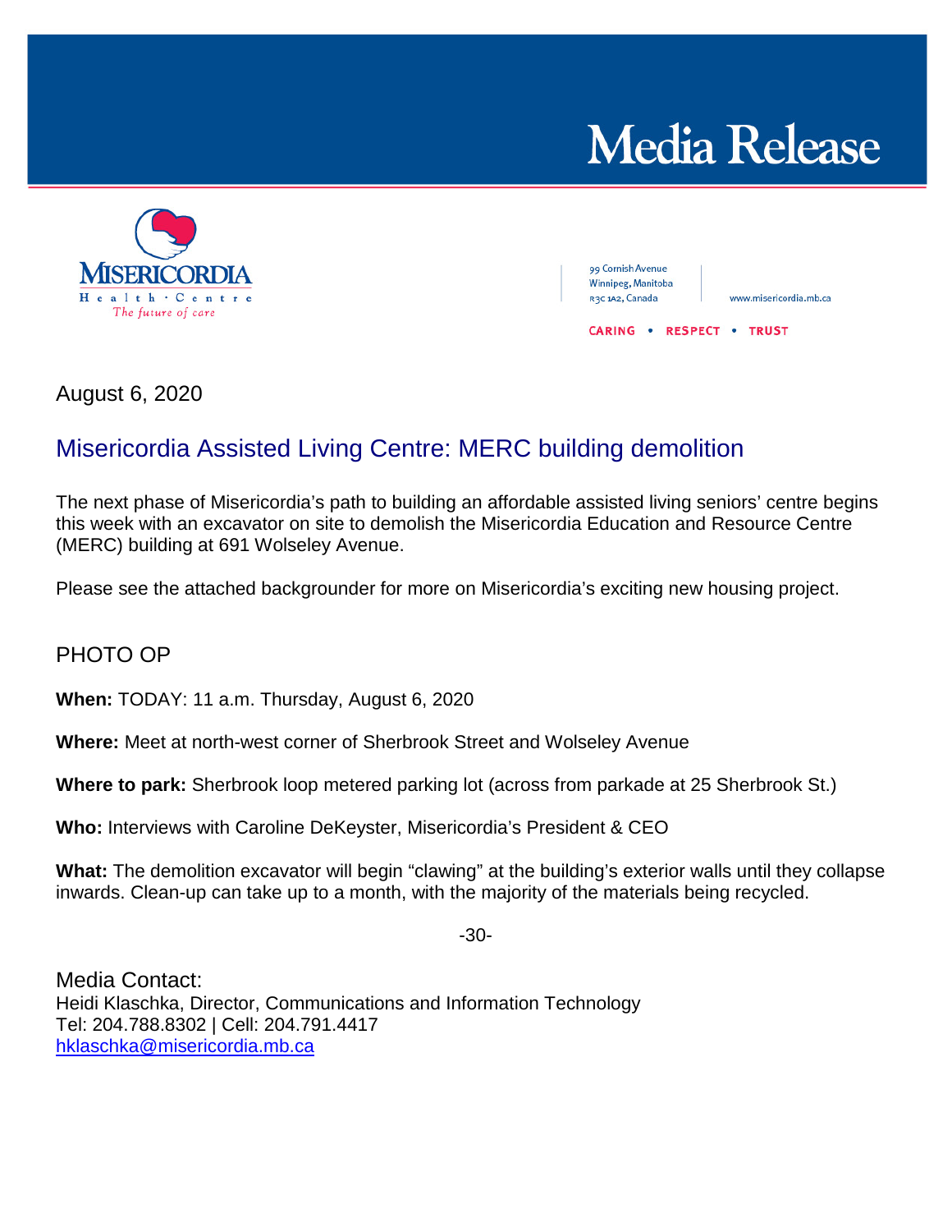# Media Release

**MISERICORDIA**
Health · Centre
*The future of care*

99 Cornish Avenue
Winnipeg, Manitoba
R3C 1A2, Canada

www.misericordia.mb.ca

CARING • RESPECT • TRUST

August 6, 2020

## Misericordia Assisted Living Centre: MERC building demolition

The next phase of Misericordia's path to building an affordable assisted living seniors' centre begins this week with an excavator on site to demolish the Misericordia Education and Resource Centre (MERC) building at 691 Wolseley Avenue.

Please see the attached backgrounder for more on Misericordia's exciting new housing project.

### PHOTO OP

**When:** TODAY: 11 a.m. Thursday, August 6, 2020

**Where:** Meet at north-west corner of Sherbrook Street and Wolseley Avenue

**Where to park:** Sherbrook loop metered parking lot (across from parkade at 25 Sherbrook St.)

**Who:** Interviews with Caroline DeKeyster, Misericordia's President & CEO

**What:** The demolition excavator will begin "clawing" at the building's exterior walls until they collapse inwards. Clean-up can take up to a month, with the majority of the materials being recycled.

-30-

Media Contact:
Heidi Klaschka, Director, Communications and Information Technology
Tel: 204.788.8302 | Cell: 204.791.4417
hklaschka@misericordia.mb.ca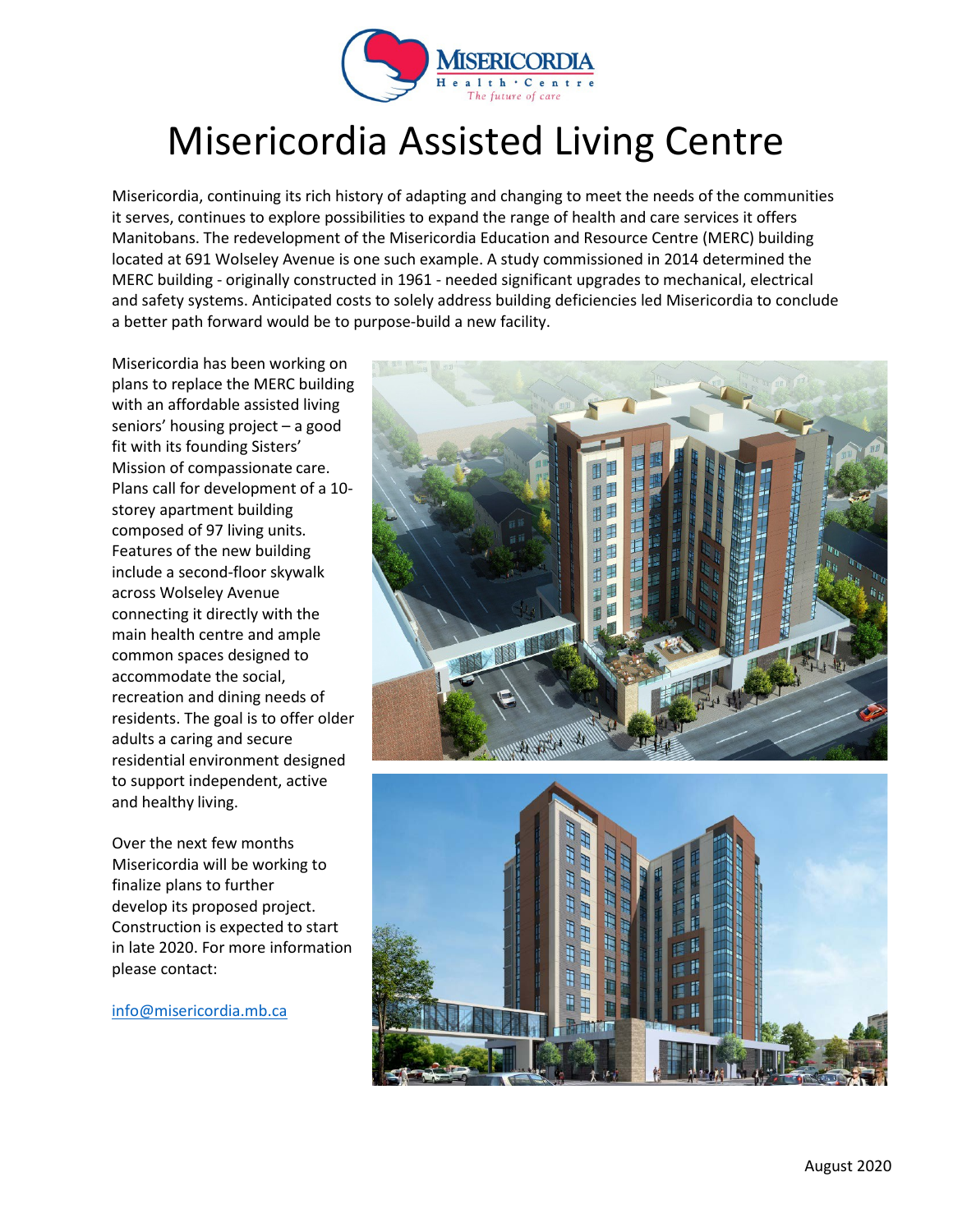# Misericordia Assisted Living Centre

Misericordia, continuing its rich history of adapting and changing to meet the needs of the communities it serves, continues to explore possibilities to expand the range of health and care services it offers Manitobans. The redevelopment of the Misericordia Education and Resource Centre (MERC) building located at 691 Wolseley Avenue is one such example. A study commissioned in 2014 determined the MERC building - originally constructed in 1961 - needed significant upgrades to mechanical, electrical and safety systems. Anticipated costs to solely address building deficiencies led Misericordia to conclude a better path forward would be to purpose-build a new facility.

Misericordia has been working on plans to replace the MERC building with an affordable assisted living seniors' housing project – a good fit with its founding Sisters' Mission of compassionate care. Plans call for development of a 10-storey apartment building composed of 97 living units. Features of the new building include a second-floor skywalk across Wolseley Avenue connecting it directly with the main health centre and ample common spaces designed to accommodate the social, recreation and dining needs of residents. The goal is to offer older adults a caring and secure residential environment designed to support independent, active and healthy living.

Over the next few months Misericordia will be working to finalize plans to further develop its proposed project. Construction is expected to start in late 2020. For more information please contact:

info@misericordia.mb.ca

August 2020